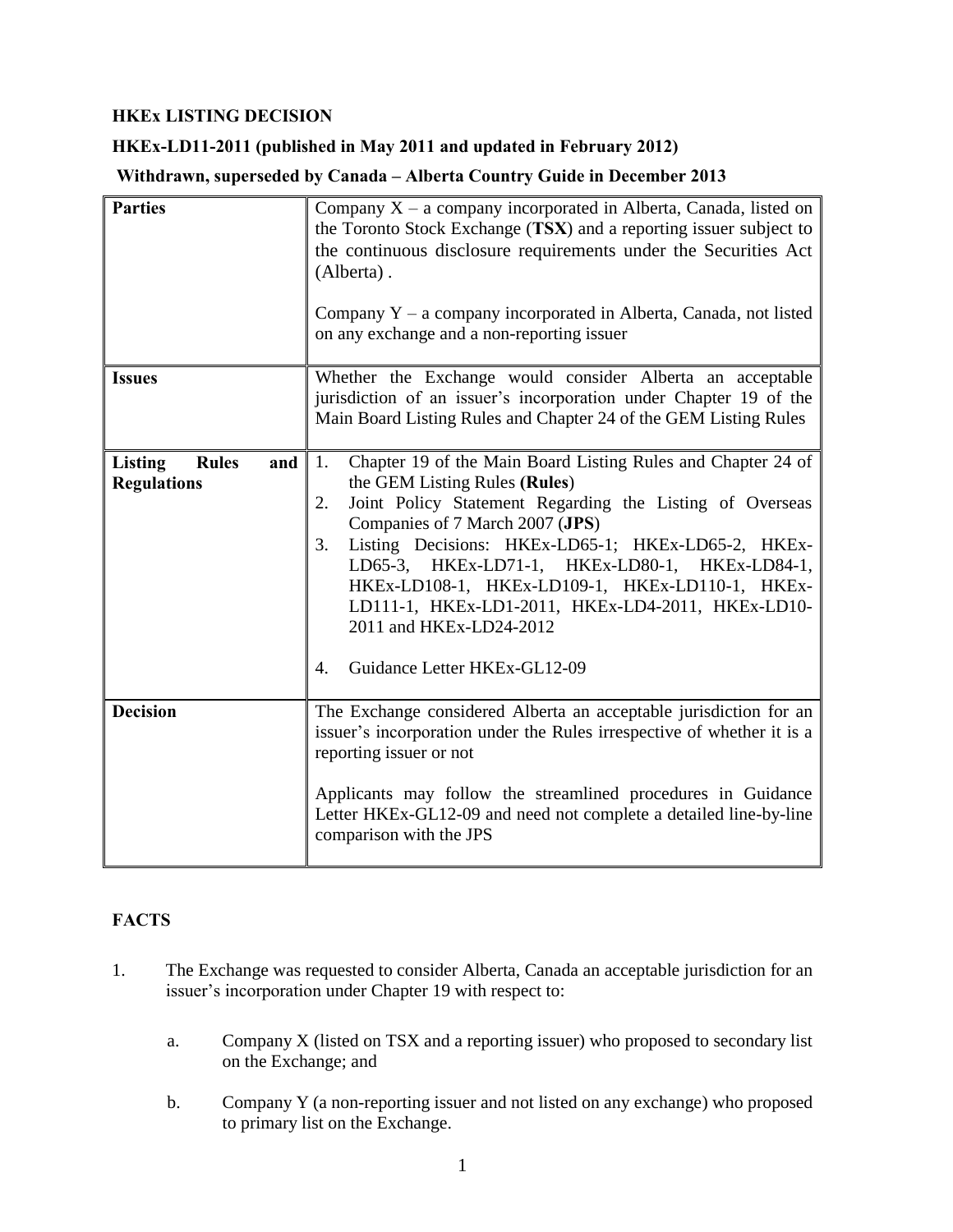**HKEx LISTING DECISION**

**HKEx-LD11-2011 (published in May 2011 and updated in February 2012)**

**Withdrawn, superseded by Canada – Alberta Country Guide in December 2013**

| | |
|---|---|
| **Parties** | Company X – a company incorporated in Alberta, Canada, listed on the Toronto Stock Exchange (**TSX**) and a reporting issuer subject to the continuous disclosure requirements under the Securities Act (Alberta) .<br><br>Company Y – a company incorporated in Alberta, Canada, not listed on any exchange and a non-reporting issuer |
| **Issues** | Whether the Exchange would consider Alberta an acceptable jurisdiction of an issuer's incorporation under Chapter 19 of the Main Board Listing Rules and Chapter 24 of the GEM Listing Rules |
| **Listing Rules and Regulations** | 1. Chapter 19 of the Main Board Listing Rules and Chapter 24 of the GEM Listing Rules **(Rules)**<br>2. Joint Policy Statement Regarding the Listing of Overseas Companies of 7 March 2007 (**JPS**)<br>3. Listing Decisions: HKEx-LD65-1; HKEx-LD65-2, HKEx-LD65-3, HKEx-LD71-1, HKEx-LD80-1, HKEx-LD84-1, HKEx-LD108-1, HKEx-LD109-1, HKEx-LD110-1, HKEx-LD111-1, HKEx-LD1-2011, HKEx-LD4-2011, HKEx-LD10-2011 and HKEx-LD24-2012<br><br>4. Guidance Letter HKEx-GL12-09 |
| **Decision** | The Exchange considered Alberta an acceptable jurisdiction for an issuer's incorporation under the Rules irrespective of whether it is a reporting issuer or not<br><br>Applicants may follow the streamlined procedures in Guidance Letter HKEx-GL12-09 and need not complete a detailed line-by-line comparison with the JPS |

**FACTS**

1. The Exchange was requested to consider Alberta, Canada an acceptable jurisdiction for an issuer's incorporation under Chapter 19 with respect to:

   a. Company X (listed on TSX and a reporting issuer) who proposed to secondary list on the Exchange; and

   b. Company Y (a non-reporting issuer and not listed on any exchange) who proposed to primary list on the Exchange.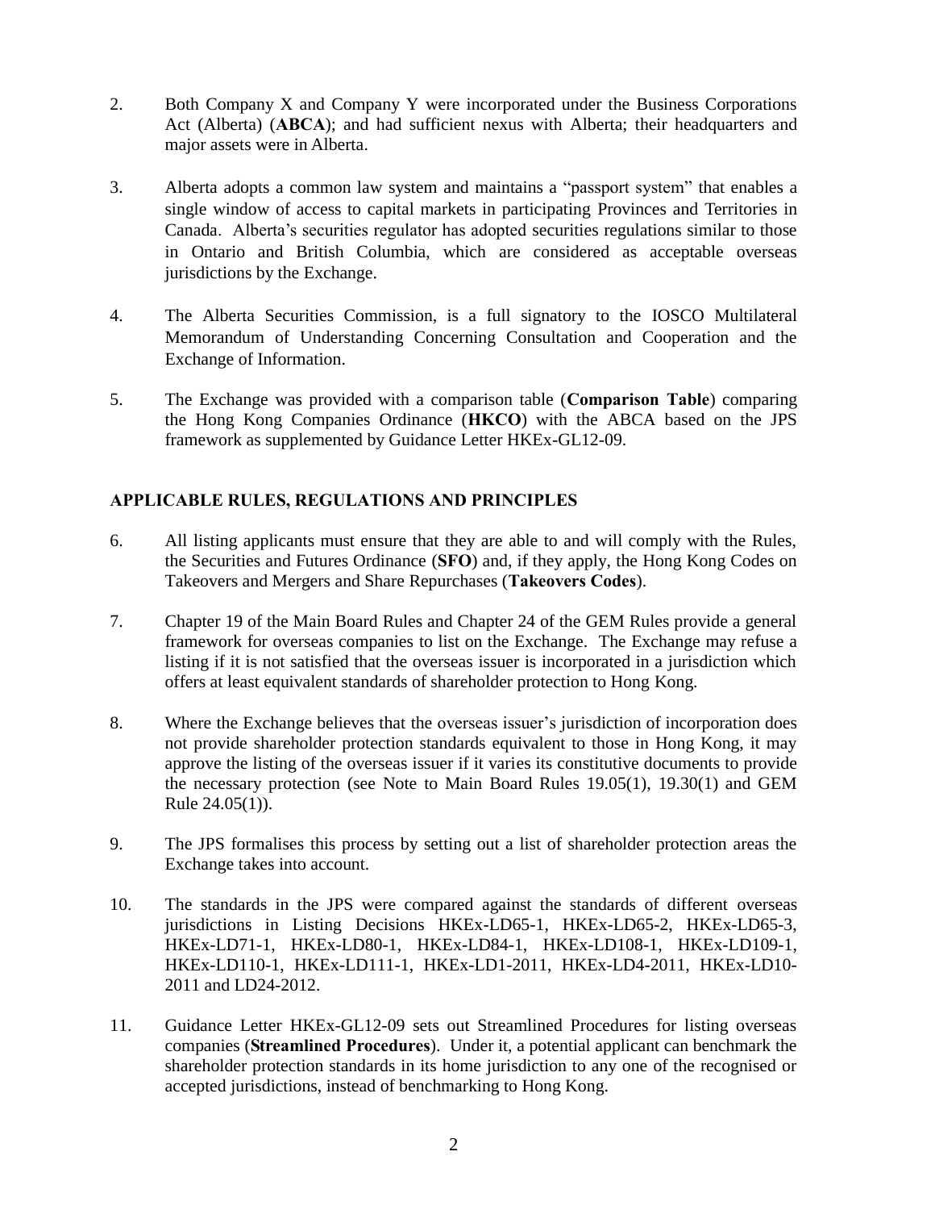2. Both Company X and Company Y were incorporated under the Business Corporations Act (Alberta) (**ABCA**); and had sufficient nexus with Alberta; their headquarters and major assets were in Alberta.

3. Alberta adopts a common law system and maintains a "passport system" that enables a single window of access to capital markets in participating Provinces and Territories in Canada. Alberta's securities regulator has adopted securities regulations similar to those in Ontario and British Columbia, which are considered as acceptable overseas jurisdictions by the Exchange.

4. The Alberta Securities Commission, is a full signatory to the IOSCO Multilateral Memorandum of Understanding Concerning Consultation and Cooperation and the Exchange of Information.

5. The Exchange was provided with a comparison table (**Comparison Table**) comparing the Hong Kong Companies Ordinance (**HKCO**) with the ABCA based on the JPS framework as supplemented by Guidance Letter HKEx-GL12-09.

## APPLICABLE RULES, REGULATIONS AND PRINCIPLES

6. All listing applicants must ensure that they are able to and will comply with the Rules, the Securities and Futures Ordinance (**SFO**) and, if they apply, the Hong Kong Codes on Takeovers and Mergers and Share Repurchases (**Takeovers Codes**).

7. Chapter 19 of the Main Board Rules and Chapter 24 of the GEM Rules provide a general framework for overseas companies to list on the Exchange. The Exchange may refuse a listing if it is not satisfied that the overseas issuer is incorporated in a jurisdiction which offers at least equivalent standards of shareholder protection to Hong Kong.

8. Where the Exchange believes that the overseas issuer's jurisdiction of incorporation does not provide shareholder protection standards equivalent to those in Hong Kong, it may approve the listing of the overseas issuer if it varies its constitutive documents to provide the necessary protection (see Note to Main Board Rules 19.05(1), 19.30(1) and GEM Rule 24.05(1)).

9. The JPS formalises this process by setting out a list of shareholder protection areas the Exchange takes into account.

10. The standards in the JPS were compared against the standards of different overseas jurisdictions in Listing Decisions HKEx-LD65-1, HKEx-LD65-2, HKEx-LD65-3, HKEx-LD71-1, HKEx-LD80-1, HKEx-LD84-1, HKEx-LD108-1, HKEx-LD109-1, HKEx-LD110-1, HKEx-LD111-1, HKEx-LD1-2011, HKEx-LD4-2011, HKEx-LD10-2011 and LD24-2012.

11. Guidance Letter HKEx-GL12-09 sets out Streamlined Procedures for listing overseas companies (**Streamlined Procedures**). Under it, a potential applicant can benchmark the shareholder protection standards in its home jurisdiction to any one of the recognised or accepted jurisdictions, instead of benchmarking to Hong Kong.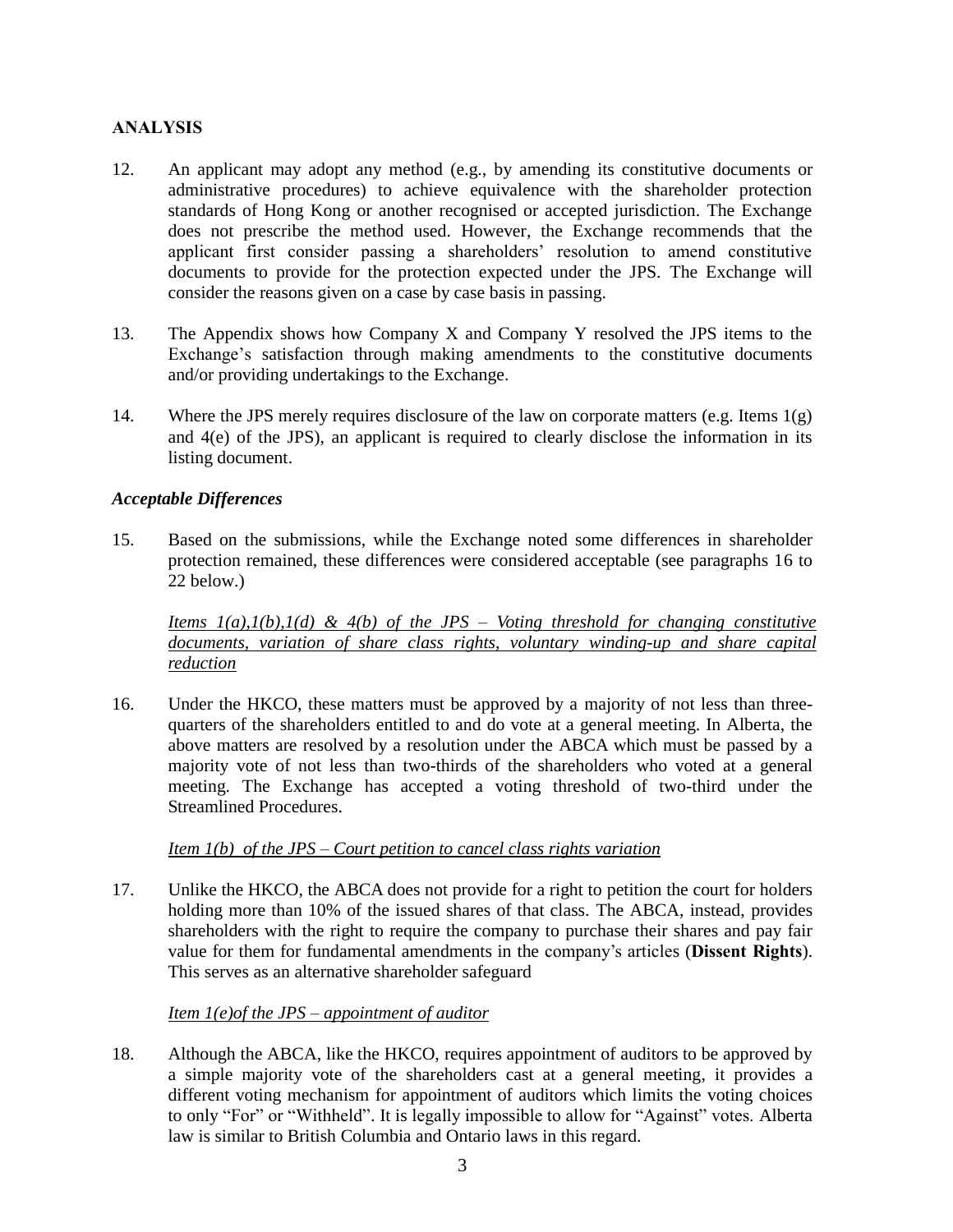## ANALYSIS

12. An applicant may adopt any method (e.g., by amending its constitutive documents or administrative procedures) to achieve equivalence with the shareholder protection standards of Hong Kong or another recognised or accepted jurisdiction. The Exchange does not prescribe the method used. However, the Exchange recommends that the applicant first consider passing a shareholders' resolution to amend constitutive documents to provide for the protection expected under the JPS. The Exchange will consider the reasons given on a case by case basis in passing.

13. The Appendix shows how Company X and Company Y resolved the JPS items to the Exchange's satisfaction through making amendments to the constitutive documents and/or providing undertakings to the Exchange.

14. Where the JPS merely requires disclosure of the law on corporate matters (e.g. Items 1(g) and 4(e) of the JPS), an applicant is required to clearly disclose the information in its listing document.

### *Acceptable Differences*

15. Based on the submissions, while the Exchange noted some differences in shareholder protection remained, these differences were considered acceptable (see paragraphs 16 to 22 below.)

*Items 1(a),1(b),1(d) & 4(b) of the JPS – Voting threshold for changing constitutive documents, variation of share class rights, voluntary winding-up and share capital reduction*

16. Under the HKCO, these matters must be approved by a majority of not less than three-quarters of the shareholders entitled to and do vote at a general meeting. In Alberta, the above matters are resolved by a resolution under the ABCA which must be passed by a majority vote of not less than two-thirds of the shareholders who voted at a general meeting. The Exchange has accepted a voting threshold of two-third under the Streamlined Procedures.

*Item 1(b) of the JPS – Court petition to cancel class rights variation*

17. Unlike the HKCO, the ABCA does not provide for a right to petition the court for holders holding more than 10% of the issued shares of that class. The ABCA, instead, provides shareholders with the right to require the company to purchase their shares and pay fair value for them for fundamental amendments in the company's articles (**Dissent Rights**). This serves as an alternative shareholder safeguard

*Item 1(e)of the JPS – appointment of auditor*

18. Although the ABCA, like the HKCO, requires appointment of auditors to be approved by a simple majority vote of the shareholders cast at a general meeting, it provides a different voting mechanism for appointment of auditors which limits the voting choices to only "For" or "Withheld". It is legally impossible to allow for "Against" votes. Alberta law is similar to British Columbia and Ontario laws in this regard.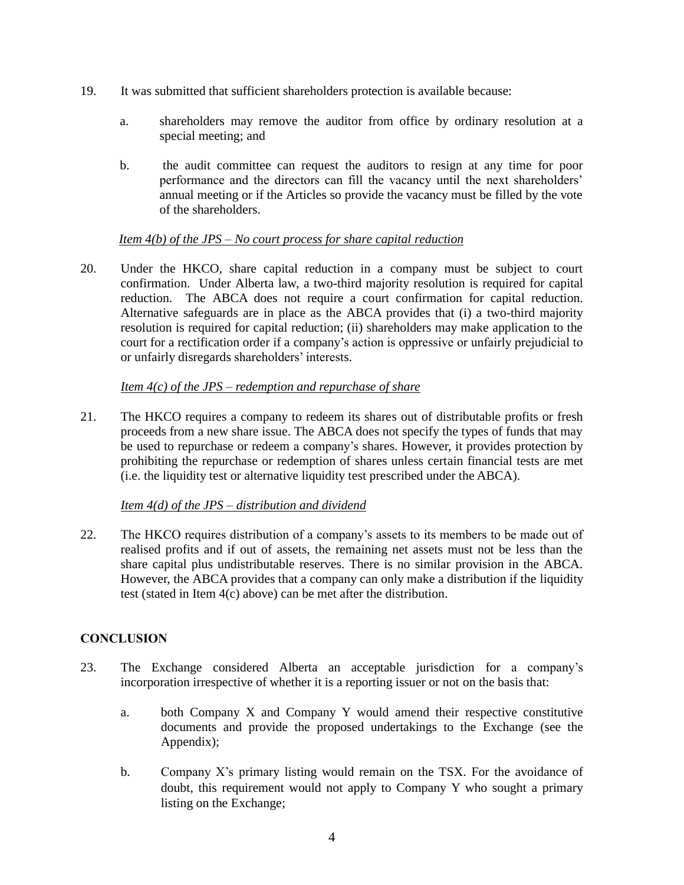19. It was submitted that sufficient shareholders protection is available because:

    a. shareholders may remove the auditor from office by ordinary resolution at a special meeting; and

    b. the audit committee can request the auditors to resign at any time for poor performance and the directors can fill the vacancy until the next shareholders' annual meeting or if the Articles so provide the vacancy must be filled by the vote of the shareholders.

*Item 4(b) of the JPS – No court process for share capital reduction*

20. Under the HKCO, share capital reduction in a company must be subject to court confirmation. Under Alberta law, a two-third majority resolution is required for capital reduction. The ABCA does not require a court confirmation for capital reduction. Alternative safeguards are in place as the ABCA provides that (i) a two-third majority resolution is required for capital reduction; (ii) shareholders may make application to the court for a rectification order if a company's action is oppressive or unfairly prejudicial to or unfairly disregards shareholders' interests.

*Item 4(c) of the JPS – redemption and repurchase of share*

21. The HKCO requires a company to redeem its shares out of distributable profits or fresh proceeds from a new share issue. The ABCA does not specify the types of funds that may be used to repurchase or redeem a company's shares. However, it provides protection by prohibiting the repurchase or redemption of shares unless certain financial tests are met (i.e. the liquidity test or alternative liquidity test prescribed under the ABCA).

*Item 4(d) of the JPS – distribution and dividend*

22. The HKCO requires distribution of a company's assets to its members to be made out of realised profits and if out of assets, the remaining net assets must not be less than the share capital plus undistributable reserves. There is no similar provision in the ABCA. However, the ABCA provides that a company can only make a distribution if the liquidity test (stated in Item 4(c) above) can be met after the distribution.

## CONCLUSION

23. The Exchange considered Alberta an acceptable jurisdiction for a company's incorporation irrespective of whether it is a reporting issuer or not on the basis that:

    a. both Company X and Company Y would amend their respective constitutive documents and provide the proposed undertakings to the Exchange (see the Appendix);

    b. Company X's primary listing would remain on the TSX. For the avoidance of doubt, this requirement would not apply to Company Y who sought a primary listing on the Exchange;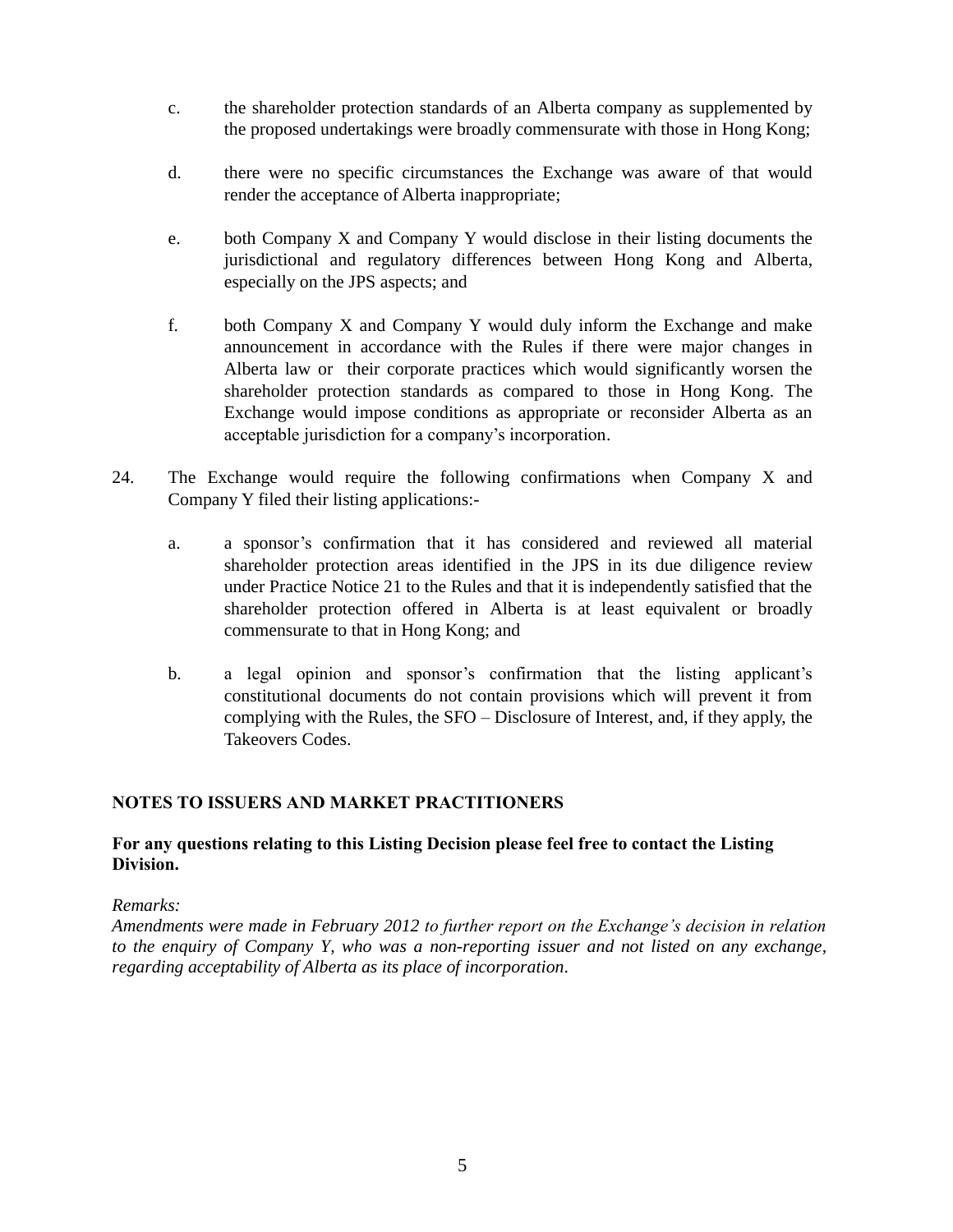c. the shareholder protection standards of an Alberta company as supplemented by the proposed undertakings were broadly commensurate with those in Hong Kong;

d. there were no specific circumstances the Exchange was aware of that would render the acceptance of Alberta inappropriate;

e. both Company X and Company Y would disclose in their listing documents the jurisdictional and regulatory differences between Hong Kong and Alberta, especially on the JPS aspects; and

f. both Company X and Company Y would duly inform the Exchange and make announcement in accordance with the Rules if there were major changes in Alberta law or their corporate practices which would significantly worsen the shareholder protection standards as compared to those in Hong Kong. The Exchange would impose conditions as appropriate or reconsider Alberta as an acceptable jurisdiction for a company's incorporation.

24. The Exchange would require the following confirmations when Company X and Company Y filed their listing applications:-

a. a sponsor's confirmation that it has considered and reviewed all material shareholder protection areas identified in the JPS in its due diligence review under Practice Notice 21 to the Rules and that it is independently satisfied that the shareholder protection offered in Alberta is at least equivalent or broadly commensurate to that in Hong Kong; and

b. a legal opinion and sponsor's confirmation that the listing applicant's constitutional documents do not contain provisions which will prevent it from complying with the Rules, the SFO – Disclosure of Interest, and, if they apply, the Takeovers Codes.

**NOTES TO ISSUERS AND MARKET PRACTITIONERS**

**For any questions relating to this Listing Decision please feel free to contact the Listing Division.**

*Remarks:*
*Amendments were made in February 2012 to further report on the Exchange's decision in relation to the enquiry of Company Y, who was a non-reporting issuer and not listed on any exchange, regarding acceptability of Alberta as its place of incorporation.*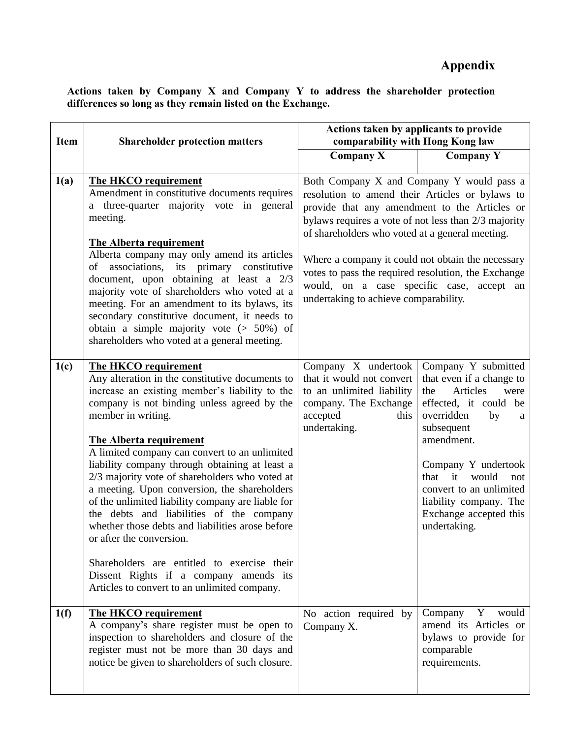# Appendix

**Actions taken by Company X and Company Y to address the shareholder protection differences so long as they remain listed on the Exchange.**

| Item | Shareholder protection matters | Actions taken by applicants to provide comparability with Hong Kong law | |
|---|---|---|---|
| | | **Company X** | **Company Y** |
| **1(a)** | **<u>The HKCO requirement</u>**<br>Amendment in constitutive documents requires a three-quarter majority vote in general meeting.<br><br>**<u>The Alberta requirement</u>**<br>Alberta company may only amend its articles of associations, its primary constitutive document, upon obtaining at least a 2/3 majority vote of shareholders who voted at a meeting. For an amendment to its bylaws, its secondary constitutive document, it needs to obtain a simple majority vote (> 50%) of shareholders who voted at a general meeting. | Both Company X and Company Y would pass a resolution to amend their Articles or bylaws to provide that any amendment to the Articles or bylaws requires a vote of not less than 2/3 majority of shareholders who voted at a general meeting.<br><br>Where a company it could not obtain the necessary votes to pass the required resolution, the Exchange would, on a case specific case, accept an undertaking to achieve comparability. | |
| **1(c)** | **<u>The HKCO requirement</u>**<br>Any alteration in the constitutive documents to increase an existing member's liability to the company is not binding unless agreed by the member in writing.<br><br>**<u>The Alberta requirement</u>**<br>A limited company can convert to an unlimited liability company through obtaining at least a 2/3 majority vote of shareholders who voted at a meeting. Upon conversion, the shareholders of the unlimited liability company are liable for the debts and liabilities of the company whether those debts and liabilities arose before or after the conversion.<br><br>Shareholders are entitled to exercise their Dissent Rights if a company amends its Articles to convert to an unlimited company. | Company X undertook that it would not convert to an unlimited liability company. The Exchange accepted this undertaking. | Company Y submitted that even if a change to the Articles were effected, it could be overridden by a subsequent amendment.<br><br>Company Y undertook that it would not convert to an unlimited liability company. The Exchange accepted this undertaking. |
| **1(f)** | **<u>The HKCO requirement</u>**<br>A company's share register must be open to inspection to shareholders and closure of the register must not be more than 30 days and notice be given to shareholders of such closure. | No action required by Company X. | Company Y would amend its Articles or bylaws to provide for comparable requirements. |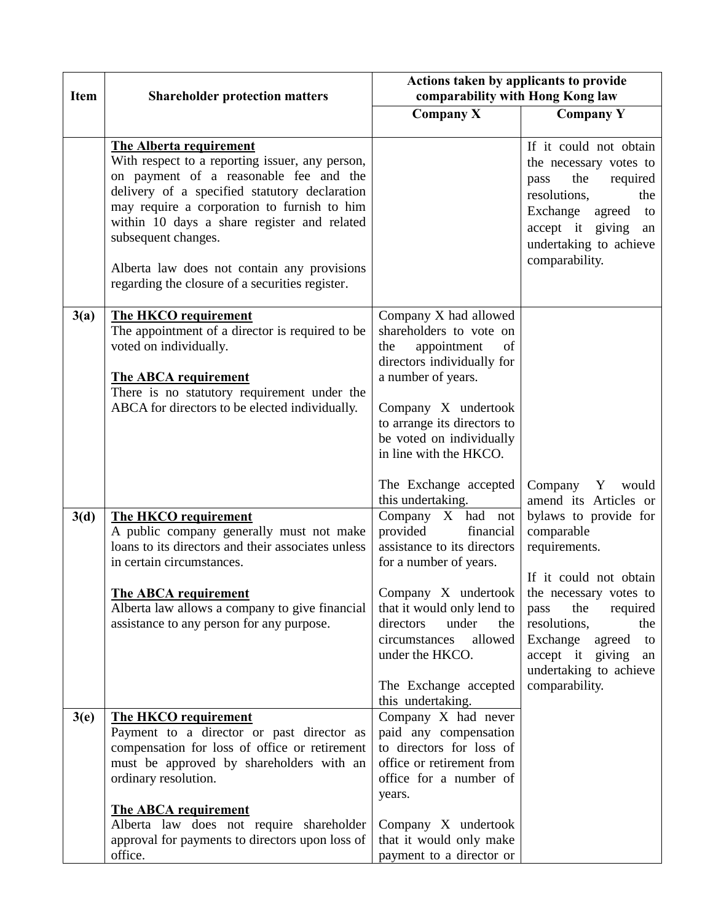| Item | Shareholder protection matters | Actions taken by applicants to provide comparability with Hong Kong law | |
|---|---|---|---|
| | | **Company X** | **Company Y** |
| | **The Alberta requirement**<br>With respect to a reporting issuer, any person, on payment of a reasonable fee and the delivery of a specified statutory declaration may require a corporation to furnish to him within 10 days a share register and related subsequent changes.<br><br>Alberta law does not contain any provisions regarding the closure of a securities register. | | If it could not obtain the necessary votes to pass the required resolutions, the Exchange agreed to accept it giving an undertaking to achieve comparability. |
| **3(a)** | **The HKCO requirement**<br>The appointment of a director is required to be voted on individually.<br><br>**The ABCA requirement**<br>There is no statutory requirement under the ABCA for directors to be elected individually. | Company X had allowed shareholders to vote on the appointment of directors individually for a number of years.<br><br>Company X undertook to arrange its directors to be voted on individually in line with the HKCO.<br><br>The Exchange accepted this undertaking. | Company Y would amend its Articles or bylaws to provide for comparable requirements.<br><br>If it could not obtain the necessary votes to pass the required resolutions, the Exchange agreed to accept it giving an undertaking to achieve comparability. |
| **3(d)** | **The HKCO requirement**<br>A public company generally must not make loans to its directors and their associates unless in certain circumstances.<br><br>**The ABCA requirement**<br>Alberta law allows a company to give financial assistance to any person for any purpose. | Company X had not provided financial assistance to its directors for a number of years.<br><br>Company X undertook that it would only lend to directors under the circumstances allowed under the HKCO.<br><br>The Exchange accepted this undertaking. | |
| **3(e)** | **The HKCO requirement**<br>Payment to a director or past director as compensation for loss of office or retirement must be approved by shareholders with an ordinary resolution.<br><br>**The ABCA requirement**<br>Alberta law does not require shareholder approval for payments to directors upon loss of office. | Company X had never paid any compensation to directors for loss of office or retirement from office for a number of years.<br><br>Company X undertook that it would only make payment to a director or | |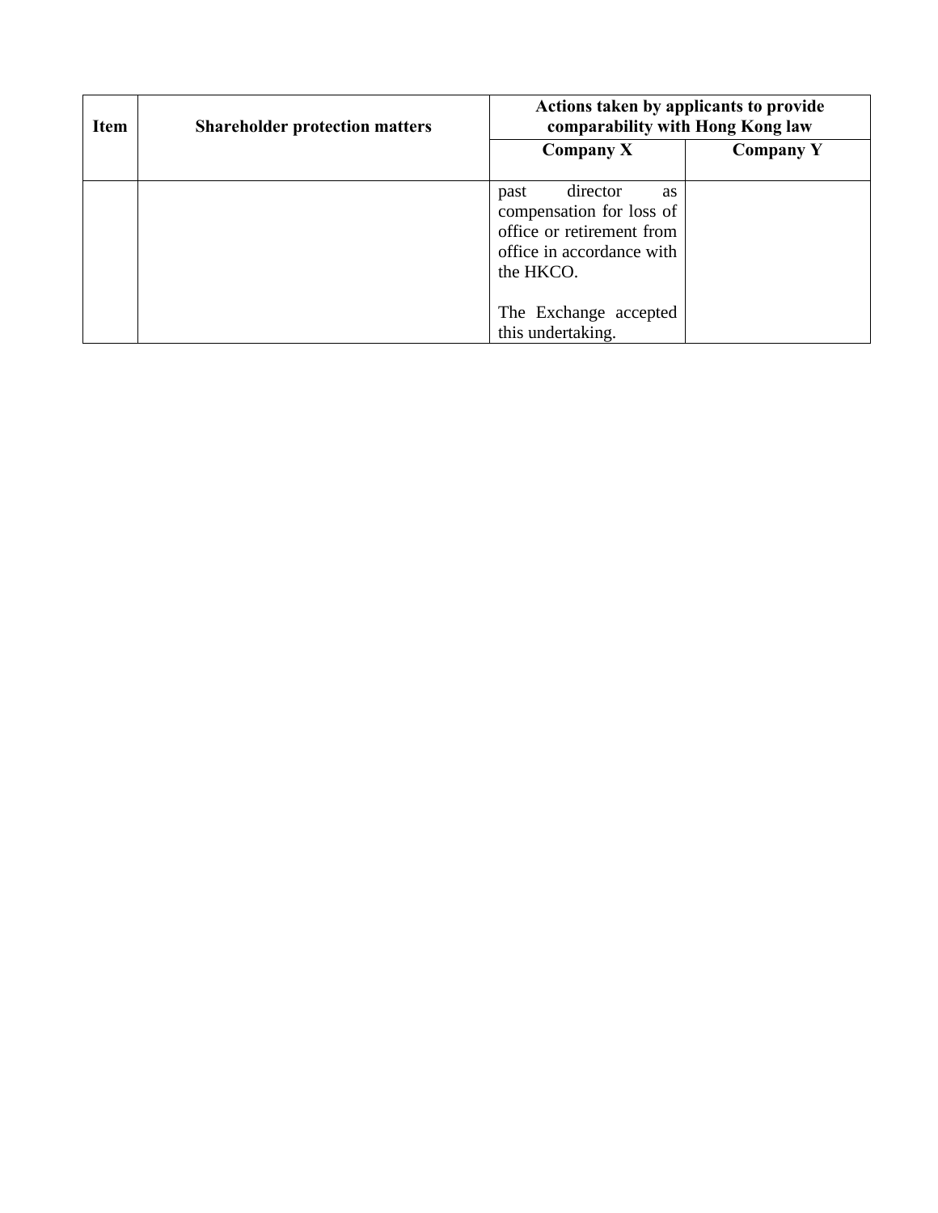| Item | Shareholder protection matters | Actions taken by applicants to provide comparability with Hong Kong law | |
|---|---|---|---|
| | | Company X | Company Y |
| | | past director as compensation for loss of office or retirement from office in accordance with the HKCO.<br><br>The Exchange accepted this undertaking. | |